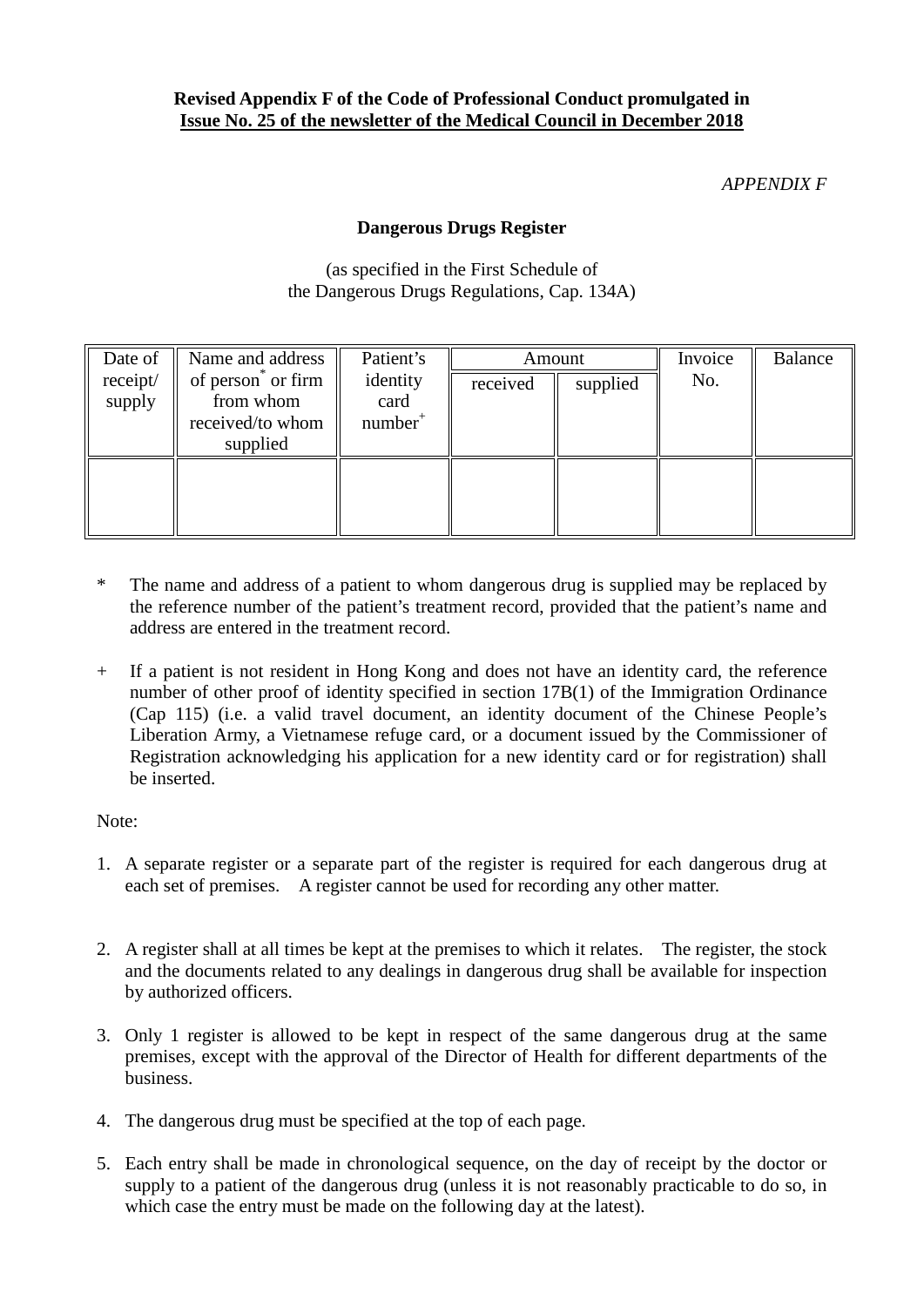**Revised Appendix F of the Code of Professional Conduct promulgated in Issue No. 25 of the newsletter of the Medical Council in December 2018**

*APPENDIX F*

## Dangerous Drugs Register

(as specified in the First Schedule of the Dangerous Drugs Regulations, Cap. 134A)

| Date of receipt/ supply | Name and address of person* or firm from whom received/to whom supplied | Patient's identity card number+ | Amount | | Invoice No. | Balance |
|---|---|---|---|---|---|---|
| | | | received | supplied | | |
| | | | | | | |

\* The name and address of a patient to whom dangerous drug is supplied may be replaced by the reference number of the patient's treatment record, provided that the patient's name and address are entered in the treatment record.

\+ If a patient is not resident in Hong Kong and does not have an identity card, the reference number of other proof of identity specified in section 17B(1) of the Immigration Ordinance (Cap 115) (i.e. a valid travel document, an identity document of the Chinese People's Liberation Army, a Vietnamese refuge card, or a document issued by the Commissioner of Registration acknowledging his application for a new identity card or for registration) shall be inserted.

Note:

1. A separate register or a separate part of the register is required for each dangerous drug at each set of premises. A register cannot be used for recording any other matter.

2. A register shall at all times be kept at the premises to which it relates. The register, the stock and the documents related to any dealings in dangerous drug shall be available for inspection by authorized officers.

3. Only 1 register is allowed to be kept in respect of the same dangerous drug at the same premises, except with the approval of the Director of Health for different departments of the business.

4. The dangerous drug must be specified at the top of each page.

5. Each entry shall be made in chronological sequence, on the day of receipt by the doctor or supply to a patient of the dangerous drug (unless it is not reasonably practicable to do so, in which case the entry must be made on the following day at the latest).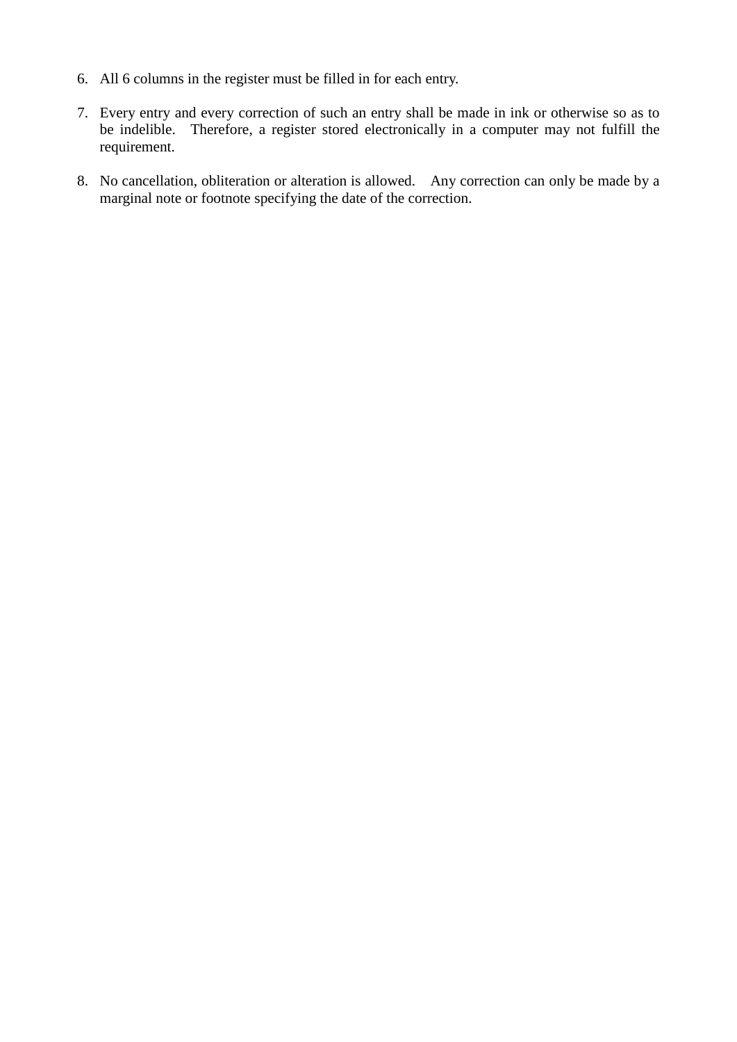6. All 6 columns in the register must be filled in for each entry.

7. Every entry and every correction of such an entry shall be made in ink or otherwise so as to be indelible. Therefore, a register stored electronically in a computer may not fulfill the requirement.

8. No cancellation, obliteration or alteration is allowed. Any correction can only be made by a marginal note or footnote specifying the date of the correction.